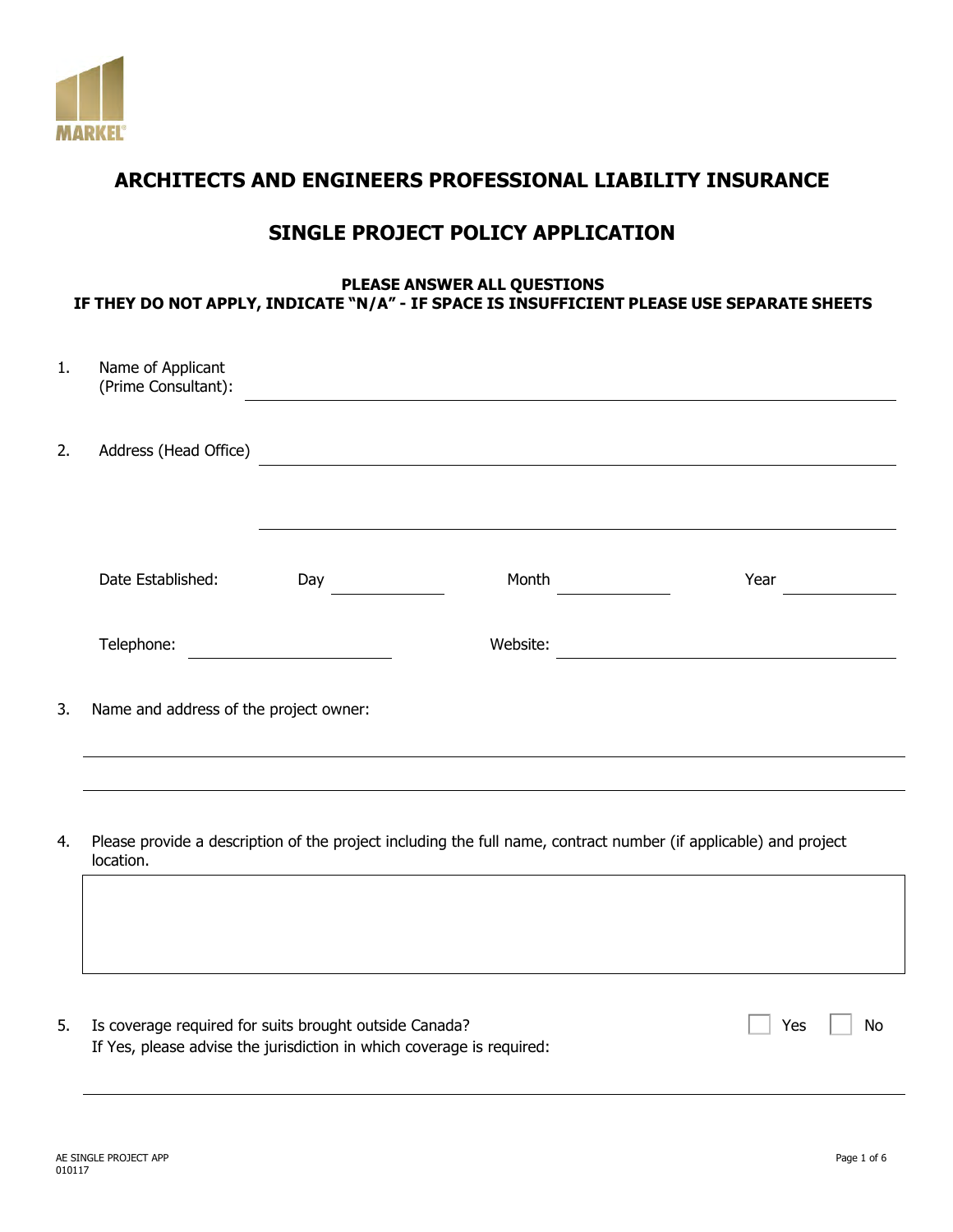MARKEL®

# ARCHITECTS AND ENGINEERS PROFESSIONAL LIABILITY INSURANCE

## SINGLE PROJECT POLICY APPLICATION

**PLEASE ANSWER ALL QUESTIONS**
**IF THEY DO NOT APPLY, INDICATE "N/A" - IF SPACE IS INSUFFICIENT PLEASE USE SEPARATE SHEETS**

1. Name of Applicant (Prime Consultant): ______________________________

2. Address (Head Office) ______________________________

   ______________________________

   Date Established: Day __________ Month __________ Year __________

   Telephone: __________________ Website: ______________________________

3. Name and address of the project owner:

   ______________________________

   ______________________________

4. Please provide a description of the project including the full name, contract number (if applicable) and project location.

   ______________________________

5. Is coverage required for suits brought outside Canada? ☐ Yes ☐ No
   If Yes, please advise the jurisdiction in which coverage is required:

   ______________________________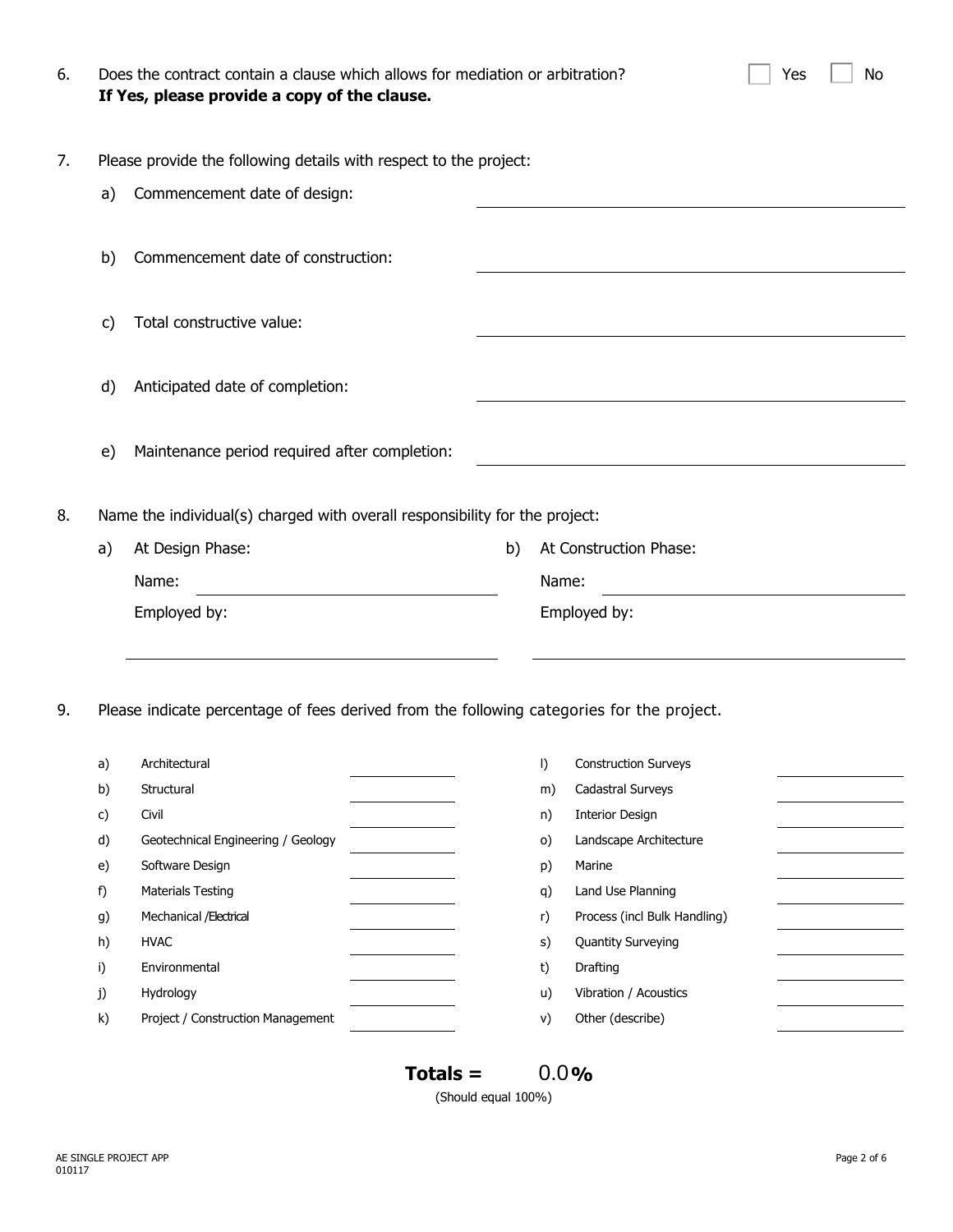6. Does the contract contain a clause which allows for mediation or arbitration? ☐ Yes ☐ No
   **If Yes, please provide a copy of the clause.**

7. Please provide the following details with respect to the project:

   a) Commencement date of design: ______________________

   b) Commencement date of construction: ______________________

   c) Total constructive value: ______________________

   d) Anticipated date of completion: ______________________

   e) Maintenance period required after completion: ______________________

8. Name the individual(s) charged with overall responsibility for the project:

   a) At Design Phase:

      Name: ______________________

      Employed by: ______________________

   b) At Construction Phase:

      Name: ______________________

      Employed by: ______________________

9. Please indicate percentage of fees derived from the following categories for the project.

| | Category | % | | Category | % |
|---|---|---|---|---|---|
| a) | Architectural | | l) | Construction Surveys | |
| b) | Structural | | m) | Cadastral Surveys | |
| c) | Civil | | n) | Interior Design | |
| d) | Geotechnical Engineering / Geology | | o) | Landscape Architecture | |
| e) | Software Design | | p) | Marine | |
| f) | Materials Testing | | q) | Land Use Planning | |
| g) | Mechanical /Electrical | | r) | Process (incl Bulk Handling) | |
| h) | HVAC | | s) | Quantity Surveying | |
| i) | Environmental | | t) | Drafting | |
| j) | Hydrology | | u) | Vibration / Acoustics | |
| k) | Project / Construction Management | | v) | Other (describe) | |

**Totals =** 0.0**%**
(Should equal 100%)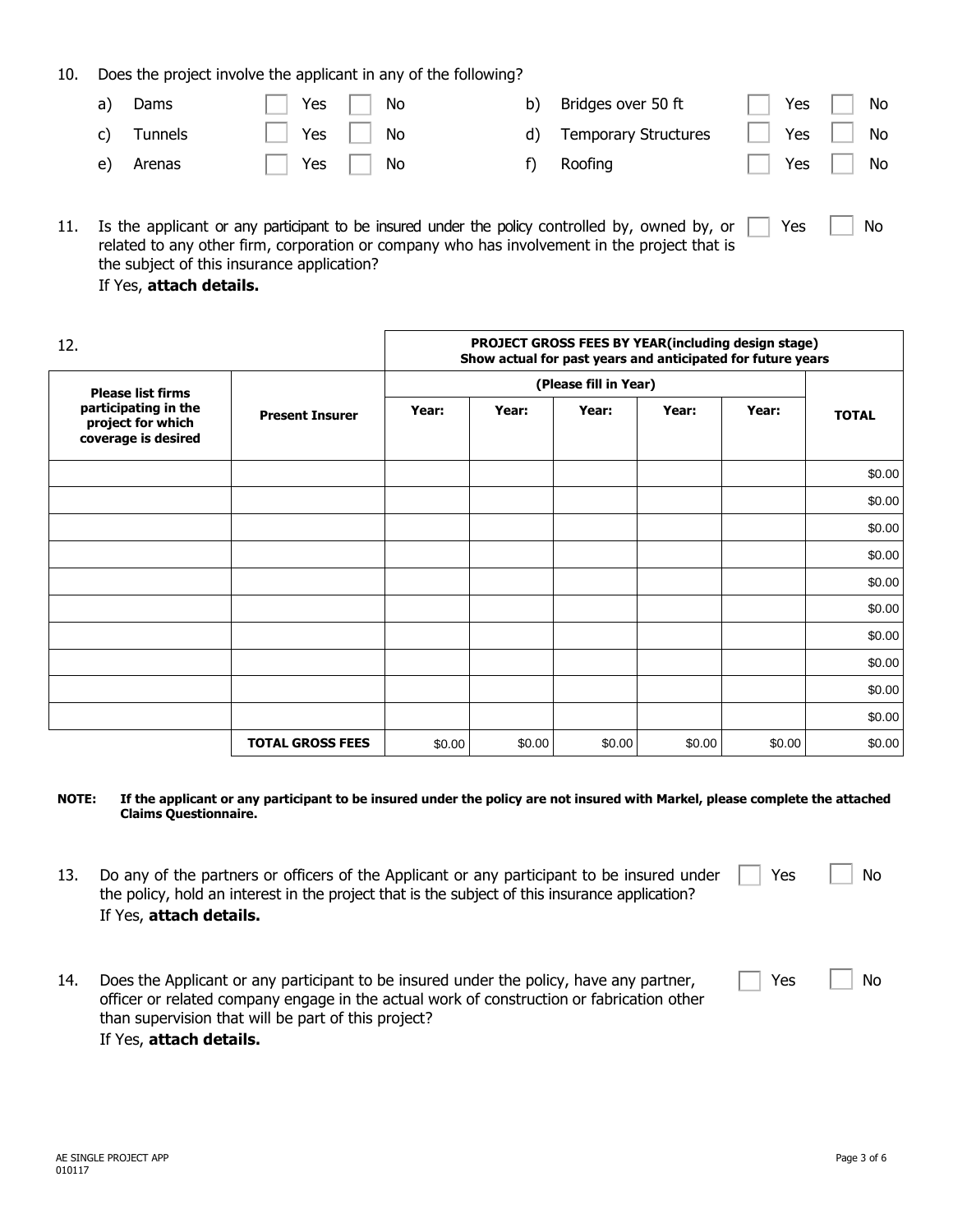10. Does the project involve the applicant in any of the following?

| | | | | | | | |
|---|---|---|---|---|---|---|---|
| a) | Dams | ☐ Yes | ☐ No | b) | Bridges over 50 ft | ☐ Yes | ☐ No |
| c) | Tunnels | ☐ Yes | ☐ No | d) | Temporary Structures | ☐ Yes | ☐ No |
| e) | Arenas | ☐ Yes | ☐ No | f) | Roofing | ☐ Yes | ☐ No |

11. Is the applicant or any participant to be insured under the policy controlled by, owned by, or related to any other firm, corporation or company who has involvement in the project that is the subject of this insurance application? ☐ Yes ☐ No
    If Yes, **attach details.**

12.

| | | **PROJECT GROSS FEES BY YEAR(including design stage) Show actual for past years and anticipated for future years** | | | | | |
|---|---|---|---|---|---|---|---|
| **Please list firms participating in the project for which coverage is desired** | **Present Insurer** | **(Please fill in Year)** | | | | | |
| | | **Year:** | **Year:** | **Year:** | **Year:** | **Year:** | **TOTAL** |
| | | | | | | | $0.00 |
| | | | | | | | $0.00 |
| | | | | | | | $0.00 |
| | | | | | | | $0.00 |
| | | | | | | | $0.00 |
| | | | | | | | $0.00 |
| | | | | | | | $0.00 |
| | | | | | | | $0.00 |
| | | | | | | | $0.00 |
| | | | | | | | $0.00 |
| | **TOTAL GROSS FEES** | $0.00 | $0.00 | $0.00 | $0.00 | $0.00 | $0.00 |

**NOTE: If the applicant or any participant to be insured under the policy are not insured with Markel, please complete the attached Claims Questionnaire.**

13. Do any of the partners or officers of the Applicant or any participant to be insured under the policy, hold an interest in the project that is the subject of this insurance application? ☐ Yes ☐ No
    If Yes, **attach details.**

14. Does the Applicant or any participant to be insured under the policy, have any partner, officer or related company engage in the actual work of construction or fabrication other than supervision that will be part of this project? ☐ Yes ☐ No
    If Yes, **attach details.**

AE SINGLE PROJECT APP
010117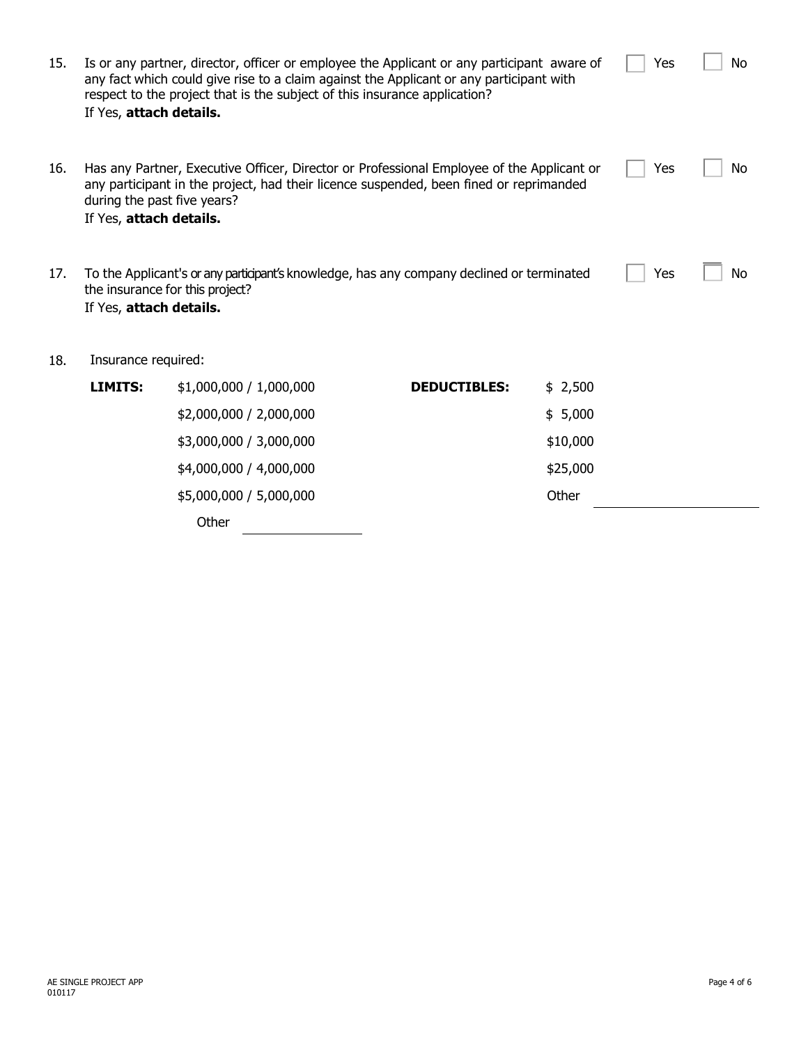15. Is or any partner, director, officer or employee the Applicant or any participant aware of any fact which could give rise to a claim against the Applicant or any participant with respect to the project that is the subject of this insurance application? ☐ Yes ☐ No
    If Yes, **attach details.**

16. Has any Partner, Executive Officer, Director or Professional Employee of the Applicant or any participant in the project, had their licence suspended, been fined or reprimanded during the past five years? ☐ Yes ☐ No
    If Yes, **attach details.**

17. To the Applicant's or any participant's knowledge, has any company declined or terminated the insurance for this project? ☐ Yes ☐ No
    If Yes, **attach details.**

18. Insurance required:

| **LIMITS:** | | **DEDUCTIBLES:** | |
|---|---|---|---|
| | $1,000,000 / 1,000,000 | | $ 2,500 |
| | $2,000,000 / 2,000,000 | | $ 5,000 |
| | $3,000,000 / 3,000,000 | | $10,000 |
| | $4,000,000 / 4,000,000 | | $25,000 |
| | $5,000,000 / 5,000,000 | | Other ______________ |
| | Other ______________ | | |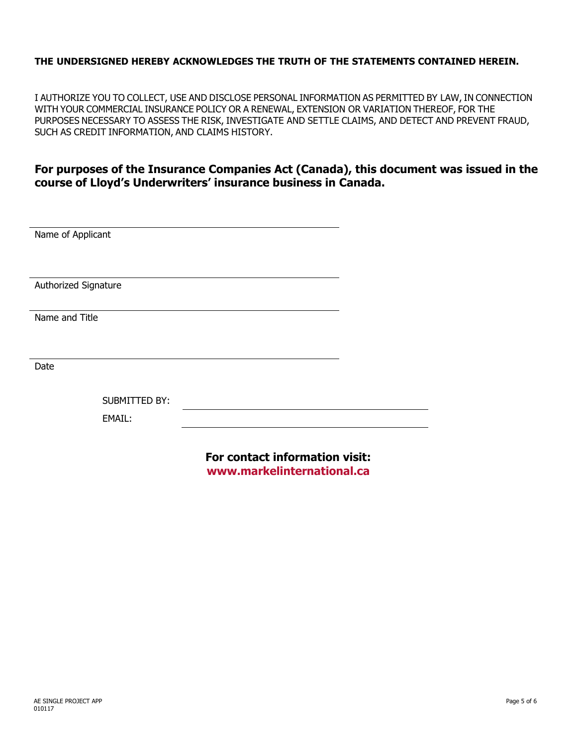**THE UNDERSIGNED HEREBY ACKNOWLEDGES THE TRUTH OF THE STATEMENTS CONTAINED HEREIN.**

I AUTHORIZE YOU TO COLLECT, USE AND DISCLOSE PERSONAL INFORMATION AS PERMITTED BY LAW, IN CONNECTION WITH YOUR COMMERCIAL INSURANCE POLICY OR A RENEWAL, EXTENSION OR VARIATION THEREOF, FOR THE PURPOSES NECESSARY TO ASSESS THE RISK, INVESTIGATE AND SETTLE CLAIMS, AND DETECT AND PREVENT FRAUD, SUCH AS CREDIT INFORMATION, AND CLAIMS HISTORY.

**For purposes of the Insurance Companies Act (Canada), this document was issued in the course of Lloyd's Underwriters' insurance business in Canada.**

\_\_\_\_\_\_\_\_\_\_\_\_\_\_\_\_\_\_\_\_\_\_\_\_\_\_\_\_\_\_\_\_\_\_\_\_\_\_\_\_
Name of Applicant

\_\_\_\_\_\_\_\_\_\_\_\_\_\_\_\_\_\_\_\_\_\_\_\_\_\_\_\_\_\_\_\_\_\_\_\_\_\_\_\_
Authorized Signature

\_\_\_\_\_\_\_\_\_\_\_\_\_\_\_\_\_\_\_\_\_\_\_\_\_\_\_\_\_\_\_\_\_\_\_\_\_\_\_\_
Name and Title

\_\_\_\_\_\_\_\_\_\_\_\_\_\_\_\_\_\_\_\_\_\_\_\_\_\_\_\_\_\_\_\_\_\_\_\_\_\_\_\_
Date

SUBMITTED BY: \_\_\_\_\_\_\_\_\_\_\_\_\_\_\_\_\_\_\_\_\_\_\_\_\_\_\_\_\_\_

EMAIL: \_\_\_\_\_\_\_\_\_\_\_\_\_\_\_\_\_\_\_\_\_\_\_\_\_\_\_\_\_\_

**For contact information visit:**
**www.markelinternational.ca**

AE SINGLE PROJECT APP
010117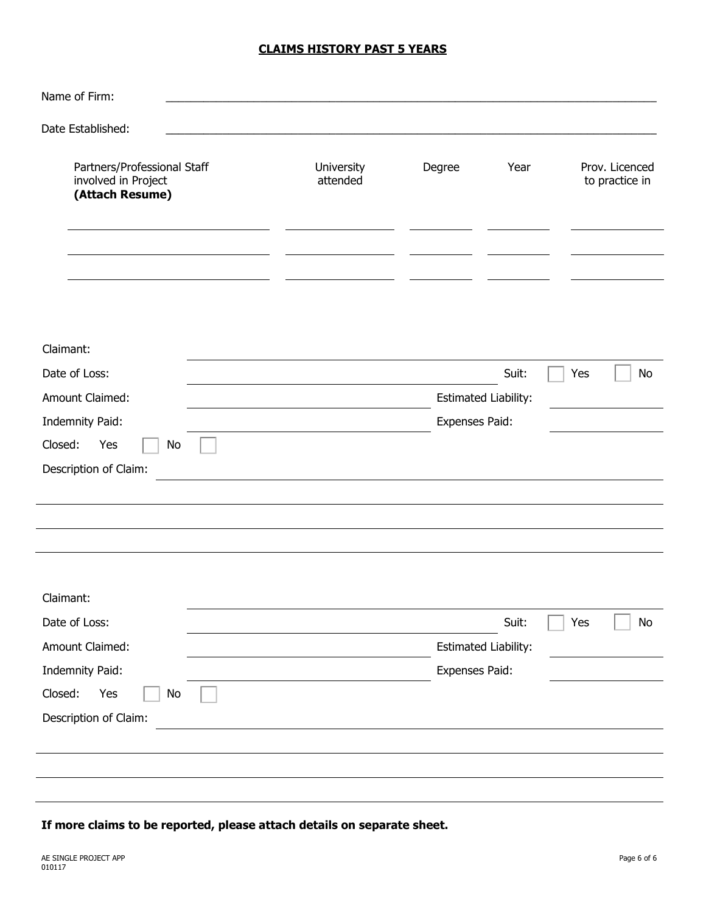**CLAIMS HISTORY PAST 5 YEARS**

Name of Firm: \_\_\_\_\_\_\_\_\_\_\_\_\_\_\_\_\_\_\_\_\_\_\_\_\_\_\_\_\_\_\_\_\_\_\_\_\_\_\_\_\_\_\_\_\_\_\_\_

Date Established: \_\_\_\_\_\_\_\_\_\_\_\_\_\_\_\_\_\_\_\_\_\_\_\_\_\_\_\_\_\_\_\_\_\_\_\_\_\_\_\_\_\_\_\_\_\_\_\_

| Partners/Professional Staff involved in Project **(Attach Resume)** | University attended | Degree | Year | Prov. Licenced to practice in |
|---|---|---|---|---|
| | | | | |
| | | | | |
| | | | | |

Claimant: \_\_\_\_\_\_\_\_\_\_\_\_\_\_\_\_\_\_\_\_\_\_\_\_\_\_\_\_\_\_\_\_\_\_\_\_\_\_\_\_

Date of Loss: \_\_\_\_\_\_\_\_\_\_\_\_\_\_\_\_\_\_\_\_\_\_\_\_ Suit: ☐ Yes ☐ No

Amount Claimed: \_\_\_\_\_\_\_\_\_\_\_\_\_\_\_\_\_\_\_\_ Estimated Liability: \_\_\_\_\_\_\_\_\_\_\_\_

Indemnity Paid: \_\_\_\_\_\_\_\_\_\_\_\_\_\_\_\_\_\_\_\_ Expenses Paid: \_\_\_\_\_\_\_\_\_\_\_\_

Closed: Yes ☐ No ☐

Description of Claim: \_\_\_\_\_\_\_\_\_\_\_\_\_\_\_\_\_\_\_\_\_\_\_\_\_\_\_\_\_\_\_\_\_\_\_\_\_\_\_\_

\_\_\_\_\_\_\_\_\_\_\_\_\_\_\_\_\_\_\_\_\_\_\_\_\_\_\_\_\_\_\_\_\_\_\_\_\_\_\_\_\_\_\_\_\_\_\_\_\_\_\_\_\_\_\_\_

\_\_\_\_\_\_\_\_\_\_\_\_\_\_\_\_\_\_\_\_\_\_\_\_\_\_\_\_\_\_\_\_\_\_\_\_\_\_\_\_\_\_\_\_\_\_\_\_\_\_\_\_\_\_\_\_

\_\_\_\_\_\_\_\_\_\_\_\_\_\_\_\_\_\_\_\_\_\_\_\_\_\_\_\_\_\_\_\_\_\_\_\_\_\_\_\_\_\_\_\_\_\_\_\_\_\_\_\_\_\_\_\_

Claimant: \_\_\_\_\_\_\_\_\_\_\_\_\_\_\_\_\_\_\_\_\_\_\_\_\_\_\_\_\_\_\_\_\_\_\_\_\_\_\_\_

Date of Loss: \_\_\_\_\_\_\_\_\_\_\_\_\_\_\_\_\_\_\_\_\_\_\_\_ Suit: ☐ Yes ☐ No

Amount Claimed: \_\_\_\_\_\_\_\_\_\_\_\_\_\_\_\_\_\_\_\_ Estimated Liability: \_\_\_\_\_\_\_\_\_\_\_\_

Indemnity Paid: \_\_\_\_\_\_\_\_\_\_\_\_\_\_\_\_\_\_\_\_ Expenses Paid: \_\_\_\_\_\_\_\_\_\_\_\_

Closed: Yes ☐ No ☐

Description of Claim: \_\_\_\_\_\_\_\_\_\_\_\_\_\_\_\_\_\_\_\_\_\_\_\_\_\_\_\_\_\_\_\_\_\_\_\_\_\_\_\_

\_\_\_\_\_\_\_\_\_\_\_\_\_\_\_\_\_\_\_\_\_\_\_\_\_\_\_\_\_\_\_\_\_\_\_\_\_\_\_\_\_\_\_\_\_\_\_\_\_\_\_\_\_\_\_\_

\_\_\_\_\_\_\_\_\_\_\_\_\_\_\_\_\_\_\_\_\_\_\_\_\_\_\_\_\_\_\_\_\_\_\_\_\_\_\_\_\_\_\_\_\_\_\_\_\_\_\_\_\_\_\_\_

\_\_\_\_\_\_\_\_\_\_\_\_\_\_\_\_\_\_\_\_\_\_\_\_\_\_\_\_\_\_\_\_\_\_\_\_\_\_\_\_\_\_\_\_\_\_\_\_\_\_\_\_\_\_\_\_

**If more claims to be reported, please attach details on separate sheet.**

AE SINGLE PROJECT APP
010117